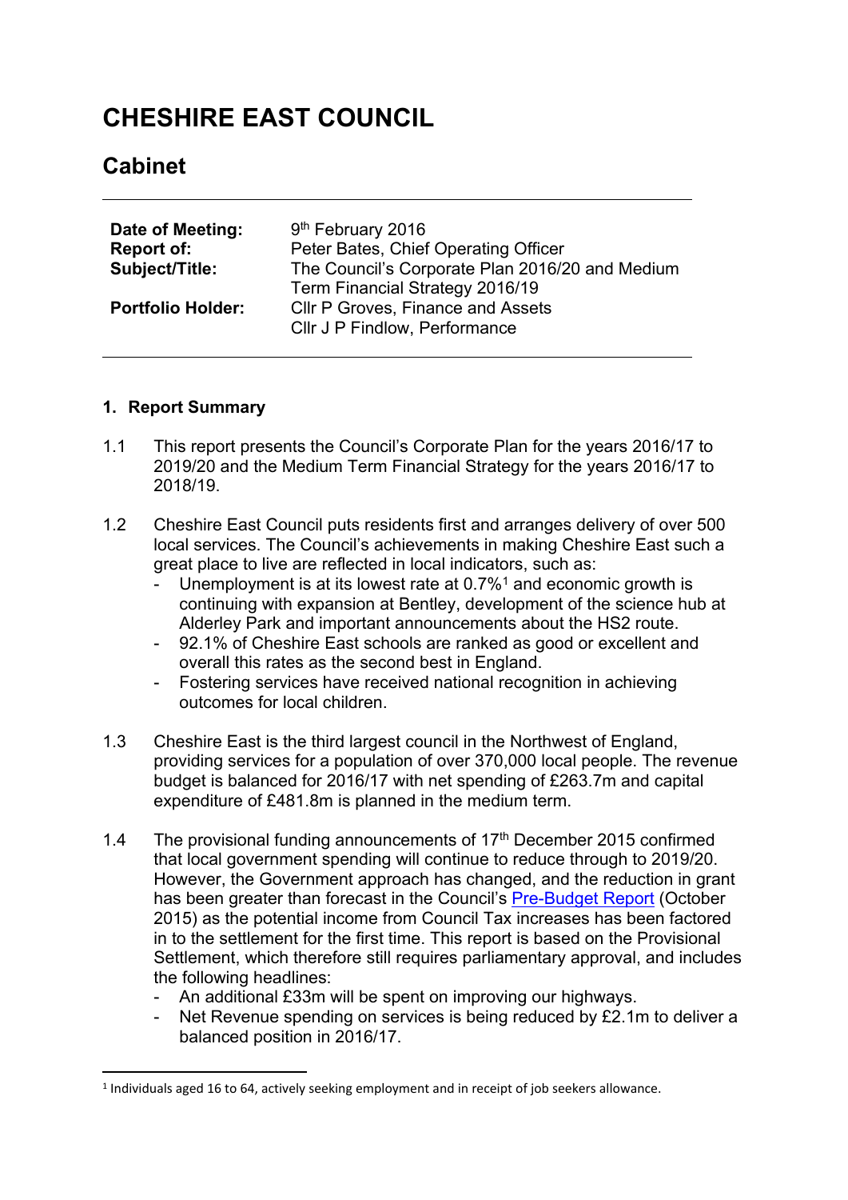# CHESHIRE EAST COUNCIL

## Cabinet

| | |
|---|---|
| **Date of Meeting:** | 9th February 2016 |
| **Report of:** | Peter Bates, Chief Operating Officer |
| **Subject/Title:** | The Council's Corporate Plan 2016/20 and Medium Term Financial Strategy 2016/19 |
| **Portfolio Holder:** | Cllr P Groves, Finance and Assets<br>Cllr J P Findlow, Performance |

### 1. Report Summary

1.1 This report presents the Council's Corporate Plan for the years 2016/17 to 2019/20 and the Medium Term Financial Strategy for the years 2016/17 to 2018/19.

1.2 Cheshire East Council puts residents first and arranges delivery of over 500 local services. The Council's achievements in making Cheshire East such a great place to live are reflected in local indicators, such as:

- Unemployment is at its lowest rate at 0.7%[1] and economic growth is continuing with expansion at Bentley, development of the science hub at Alderley Park and important announcements about the HS2 route.
- 92.1% of Cheshire East schools are ranked as good or excellent and overall this rates as the second best in England.
- Fostering services have received national recognition in achieving outcomes for local children.

1.3 Cheshire East is the third largest council in the Northwest of England, providing services for a population of over 370,000 local people. The revenue budget is balanced for 2016/17 with net spending of £263.7m and capital expenditure of £481.8m is planned in the medium term.

1.4 The provisional funding announcements of 17th December 2015 confirmed that local government spending will continue to reduce through to 2019/20. However, the Government approach has changed, and the reduction in grant has been greater than forecast in the Council's Pre-Budget Report (October 2015) as the potential income from Council Tax increases has been factored in to the settlement for the first time. This report is based on the Provisional Settlement, which therefore still requires parliamentary approval, and includes the following headlines:

- An additional £33m will be spent on improving our highways.
- Net Revenue spending on services is being reduced by £2.1m to deliver a balanced position in 2016/17.

[1] Individuals aged 16 to 64, actively seeking employment and in receipt of job seekers allowance.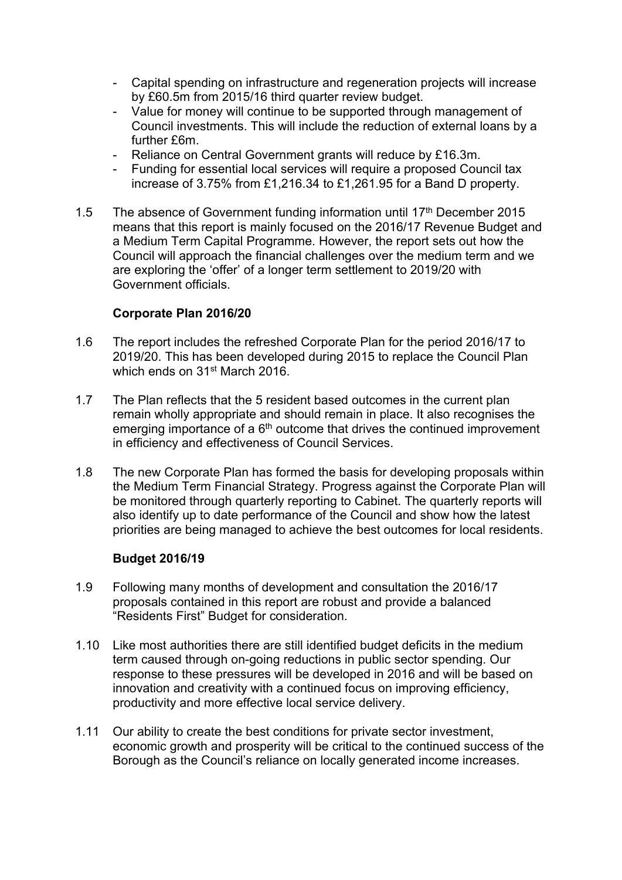- Capital spending on infrastructure and regeneration projects will increase by £60.5m from 2015/16 third quarter review budget.
- Value for money will continue to be supported through management of Council investments. This will include the reduction of external loans by a further £6m.
- Reliance on Central Government grants will reduce by £16.3m.
- Funding for essential local services will require a proposed Council tax increase of 3.75% from £1,216.34 to £1,261.95 for a Band D property.

1.5 The absence of Government funding information until 17th December 2015 means that this report is mainly focused on the 2016/17 Revenue Budget and a Medium Term Capital Programme. However, the report sets out how the Council will approach the financial challenges over the medium term and we are exploring the 'offer' of a longer term settlement to 2019/20 with Government officials.

**Corporate Plan 2016/20**

1.6 The report includes the refreshed Corporate Plan for the period 2016/17 to 2019/20. This has been developed during 2015 to replace the Council Plan which ends on 31st March 2016.

1.7 The Plan reflects that the 5 resident based outcomes in the current plan remain wholly appropriate and should remain in place. It also recognises the emerging importance of a 6th outcome that drives the continued improvement in efficiency and effectiveness of Council Services.

1.8 The new Corporate Plan has formed the basis for developing proposals within the Medium Term Financial Strategy. Progress against the Corporate Plan will be monitored through quarterly reporting to Cabinet. The quarterly reports will also identify up to date performance of the Council and show how the latest priorities are being managed to achieve the best outcomes for local residents.

**Budget 2016/19**

1.9 Following many months of development and consultation the 2016/17 proposals contained in this report are robust and provide a balanced "Residents First" Budget for consideration.

1.10 Like most authorities there are still identified budget deficits in the medium term caused through on-going reductions in public sector spending. Our response to these pressures will be developed in 2016 and will be based on innovation and creativity with a continued focus on improving efficiency, productivity and more effective local service delivery.

1.11 Our ability to create the best conditions for private sector investment, economic growth and prosperity will be critical to the continued success of the Borough as the Council's reliance on locally generated income increases.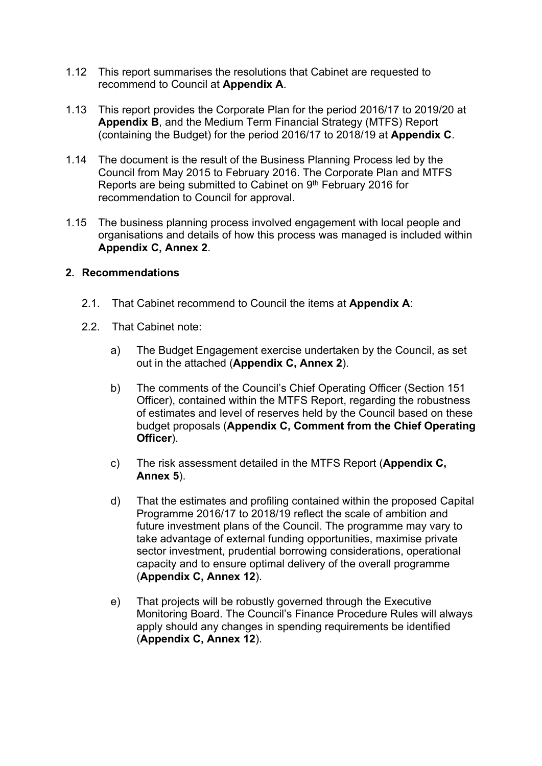1.12 This report summarises the resolutions that Cabinet are requested to recommend to Council at **Appendix A**.

1.13 This report provides the Corporate Plan for the period 2016/17 to 2019/20 at **Appendix B**, and the Medium Term Financial Strategy (MTFS) Report (containing the Budget) for the period 2016/17 to 2018/19 at **Appendix C**.

1.14 The document is the result of the Business Planning Process led by the Council from May 2015 to February 2016. The Corporate Plan and MTFS Reports are being submitted to Cabinet on 9th February 2016 for recommendation to Council for approval.

1.15 The business planning process involved engagement with local people and organisations and details of how this process was managed is included within **Appendix C, Annex 2**.

## 2. Recommendations

2.1. That Cabinet recommend to Council the items at **Appendix A**:

2.2. That Cabinet note:

a) The Budget Engagement exercise undertaken by the Council, as set out in the attached (**Appendix C, Annex 2**).

b) The comments of the Council's Chief Operating Officer (Section 151 Officer), contained within the MTFS Report, regarding the robustness of estimates and level of reserves held by the Council based on these budget proposals (**Appendix C, Comment from the Chief Operating Officer**).

c) The risk assessment detailed in the MTFS Report (**Appendix C, Annex 5**).

d) That the estimates and profiling contained within the proposed Capital Programme 2016/17 to 2018/19 reflect the scale of ambition and future investment plans of the Council. The programme may vary to take advantage of external funding opportunities, maximise private sector investment, prudential borrowing considerations, operational capacity and to ensure optimal delivery of the overall programme (**Appendix C, Annex 12**).

e) That projects will be robustly governed through the Executive Monitoring Board. The Council's Finance Procedure Rules will always apply should any changes in spending requirements be identified (**Appendix C, Annex 12**).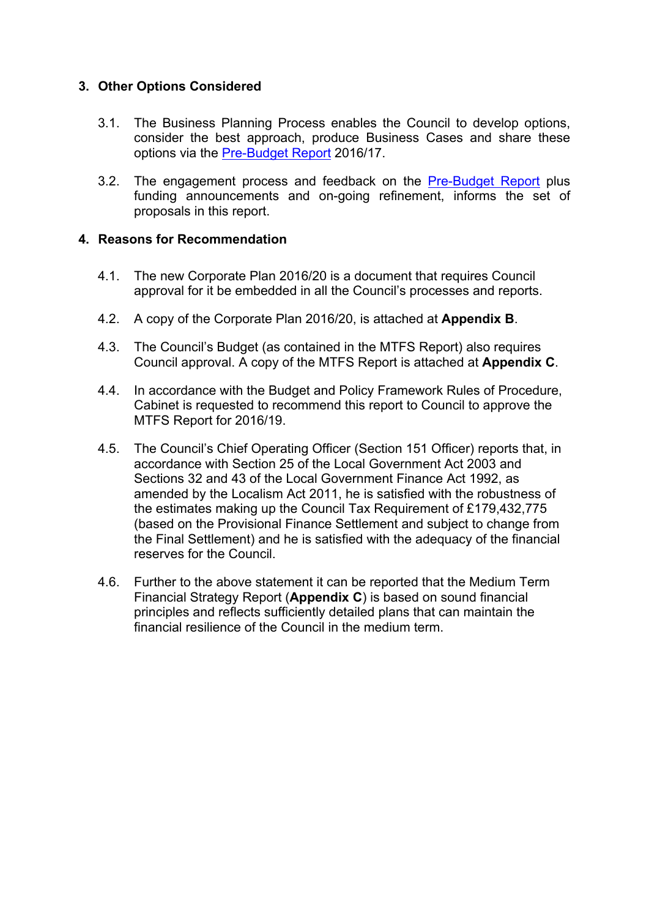## 3. Other Options Considered

3.1. The Business Planning Process enables the Council to develop options, consider the best approach, produce Business Cases and share these options via the Pre-Budget Report 2016/17.

3.2. The engagement process and feedback on the Pre-Budget Report plus funding announcements and on-going refinement, informs the set of proposals in this report.

## 4. Reasons for Recommendation

4.1. The new Corporate Plan 2016/20 is a document that requires Council approval for it be embedded in all the Council's processes and reports.

4.2. A copy of the Corporate Plan 2016/20, is attached at **Appendix B**.

4.3. The Council's Budget (as contained in the MTFS Report) also requires Council approval. A copy of the MTFS Report is attached at **Appendix C**.

4.4. In accordance with the Budget and Policy Framework Rules of Procedure, Cabinet is requested to recommend this report to Council to approve the MTFS Report for 2016/19.

4.5. The Council's Chief Operating Officer (Section 151 Officer) reports that, in accordance with Section 25 of the Local Government Act 2003 and Sections 32 and 43 of the Local Government Finance Act 1992, as amended by the Localism Act 2011, he is satisfied with the robustness of the estimates making up the Council Tax Requirement of £179,432,775 (based on the Provisional Finance Settlement and subject to change from the Final Settlement) and he is satisfied with the adequacy of the financial reserves for the Council.

4.6. Further to the above statement it can be reported that the Medium Term Financial Strategy Report (**Appendix C**) is based on sound financial principles and reflects sufficiently detailed plans that can maintain the financial resilience of the Council in the medium term.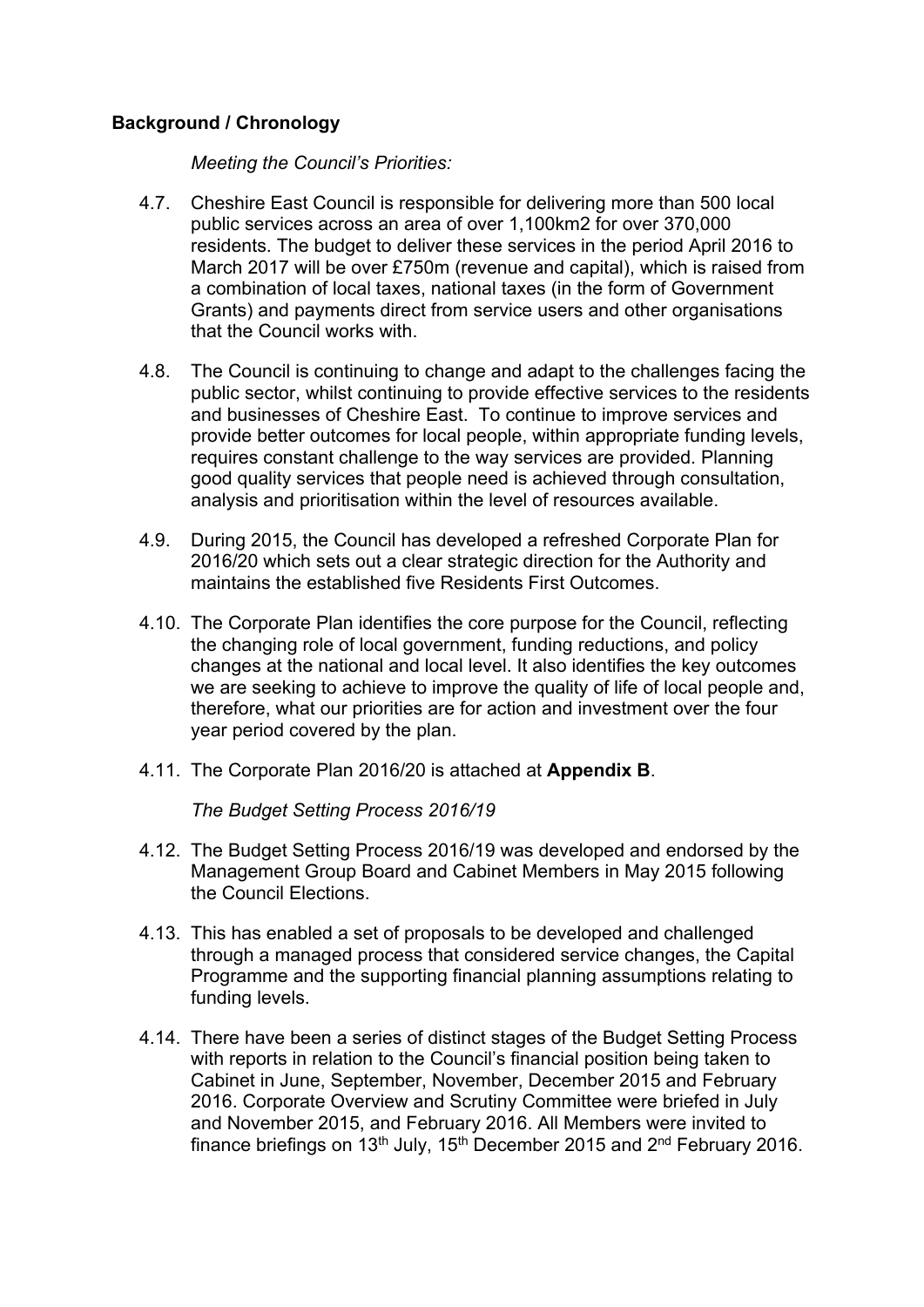## Background / Chronology

*Meeting the Council's Priorities:*

4.7. Cheshire East Council is responsible for delivering more than 500 local public services across an area of over 1,100km2 for over 370,000 residents. The budget to deliver these services in the period April 2016 to March 2017 will be over £750m (revenue and capital), which is raised from a combination of local taxes, national taxes (in the form of Government Grants) and payments direct from service users and other organisations that the Council works with.

4.8. The Council is continuing to change and adapt to the challenges facing the public sector, whilst continuing to provide effective services to the residents and businesses of Cheshire East. To continue to improve services and provide better outcomes for local people, within appropriate funding levels, requires constant challenge to the way services are provided. Planning good quality services that people need is achieved through consultation, analysis and prioritisation within the level of resources available.

4.9. During 2015, the Council has developed a refreshed Corporate Plan for 2016/20 which sets out a clear strategic direction for the Authority and maintains the established five Residents First Outcomes.

4.10. The Corporate Plan identifies the core purpose for the Council, reflecting the changing role of local government, funding reductions, and policy changes at the national and local level. It also identifies the key outcomes we are seeking to achieve to improve the quality of life of local people and, therefore, what our priorities are for action and investment over the four year period covered by the plan.

4.11. The Corporate Plan 2016/20 is attached at **Appendix B**.

*The Budget Setting Process 2016/19*

4.12. The Budget Setting Process 2016/19 was developed and endorsed by the Management Group Board and Cabinet Members in May 2015 following the Council Elections.

4.13. This has enabled a set of proposals to be developed and challenged through a managed process that considered service changes, the Capital Programme and the supporting financial planning assumptions relating to funding levels.

4.14. There have been a series of distinct stages of the Budget Setting Process with reports in relation to the Council's financial position being taken to Cabinet in June, September, November, December 2015 and February 2016. Corporate Overview and Scrutiny Committee were briefed in July and November 2015, and February 2016. All Members were invited to finance briefings on 13th July, 15th December 2015 and 2nd February 2016.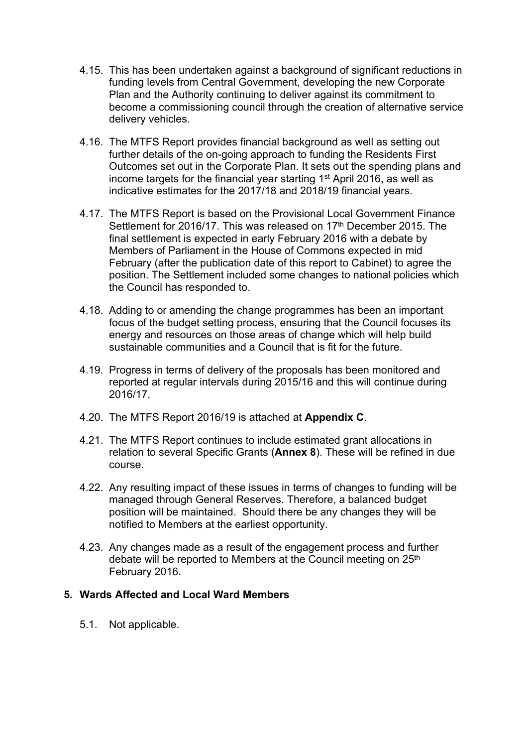4.15. This has been undertaken against a background of significant reductions in funding levels from Central Government, developing the new Corporate Plan and the Authority continuing to deliver against its commitment to become a commissioning council through the creation of alternative service delivery vehicles.

4.16. The MTFS Report provides financial background as well as setting out further details of the on-going approach to funding the Residents First Outcomes set out in the Corporate Plan. It sets out the spending plans and income targets for the financial year starting 1st April 2016, as well as indicative estimates for the 2017/18 and 2018/19 financial years.

4.17. The MTFS Report is based on the Provisional Local Government Finance Settlement for 2016/17. This was released on 17th December 2015. The final settlement is expected in early February 2016 with a debate by Members of Parliament in the House of Commons expected in mid February (after the publication date of this report to Cabinet) to agree the position. The Settlement included some changes to national policies which the Council has responded to.

4.18. Adding to or amending the change programmes has been an important focus of the budget setting process, ensuring that the Council focuses its energy and resources on those areas of change which will help build sustainable communities and a Council that is fit for the future.

4.19. Progress in terms of delivery of the proposals has been monitored and reported at regular intervals during 2015/16 and this will continue during 2016/17.

4.20. The MTFS Report 2016/19 is attached at **Appendix C**.

4.21. The MTFS Report continues to include estimated grant allocations in relation to several Specific Grants (**Annex 8**). These will be refined in due course.

4.22. Any resulting impact of these issues in terms of changes to funding will be managed through General Reserves. Therefore, a balanced budget position will be maintained. Should there be any changes they will be notified to Members at the earliest opportunity.

4.23. Any changes made as a result of the engagement process and further debate will be reported to Members at the Council meeting on 25th February 2016.

## 5. Wards Affected and Local Ward Members

5.1. Not applicable.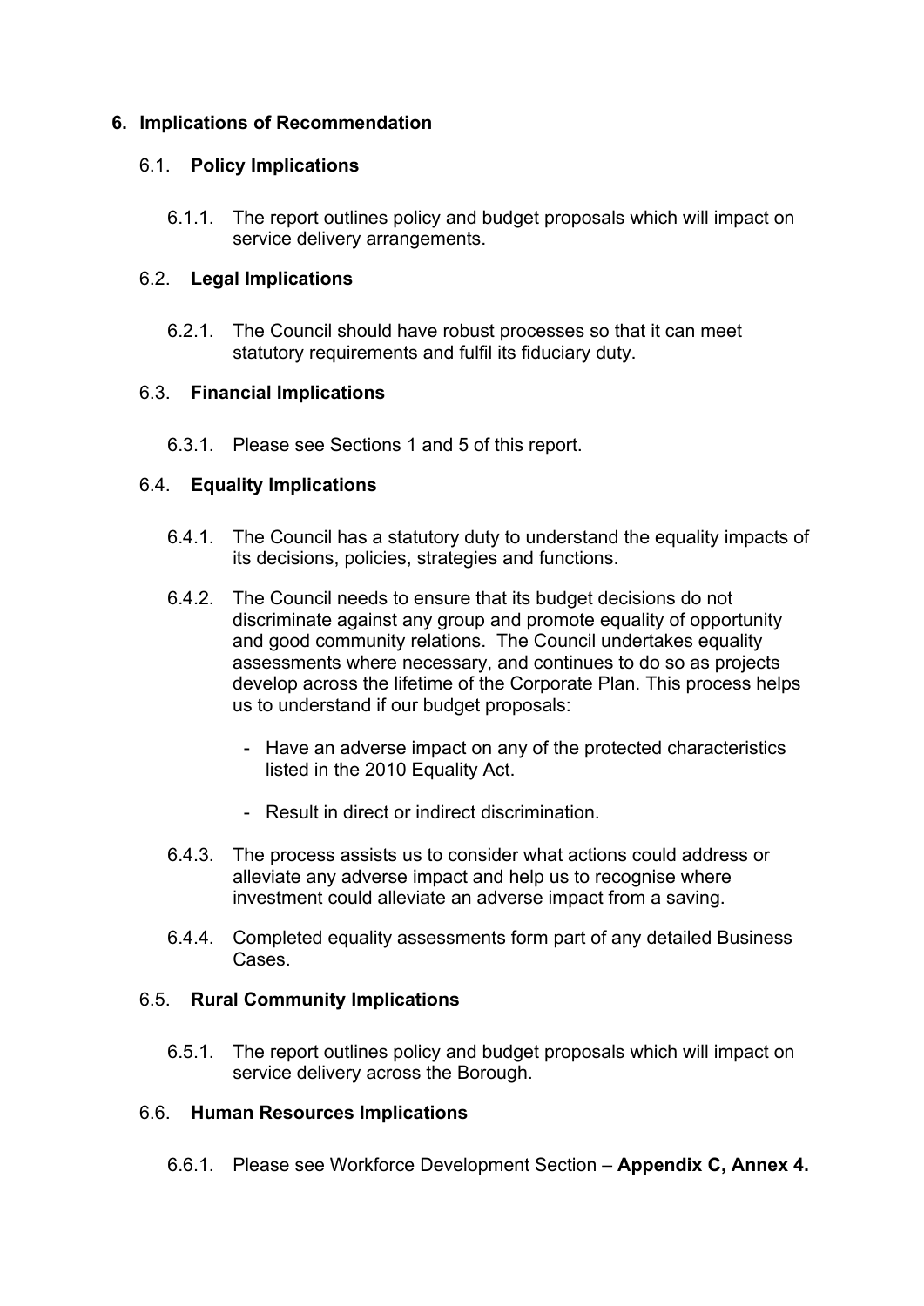## 6. Implications of Recommendation

### 6.1. Policy Implications

6.1.1. The report outlines policy and budget proposals which will impact on service delivery arrangements.

### 6.2. Legal Implications

6.2.1. The Council should have robust processes so that it can meet statutory requirements and fulfil its fiduciary duty.

### 6.3. Financial Implications

6.3.1. Please see Sections 1 and 5 of this report.

### 6.4. Equality Implications

6.4.1. The Council has a statutory duty to understand the equality impacts of its decisions, policies, strategies and functions.

6.4.2. The Council needs to ensure that its budget decisions do not discriminate against any group and promote equality of opportunity and good community relations. The Council undertakes equality assessments where necessary, and continues to do so as projects develop across the lifetime of the Corporate Plan. This process helps us to understand if our budget proposals:

- Have an adverse impact on any of the protected characteristics listed in the 2010 Equality Act.
- Result in direct or indirect discrimination.

6.4.3. The process assists us to consider what actions could address or alleviate any adverse impact and help us to recognise where investment could alleviate an adverse impact from a saving.

6.4.4. Completed equality assessments form part of any detailed Business Cases.

### 6.5. Rural Community Implications

6.5.1. The report outlines policy and budget proposals which will impact on service delivery across the Borough.

### 6.6. Human Resources Implications

6.6.1. Please see Workforce Development Section – **Appendix C, Annex 4.**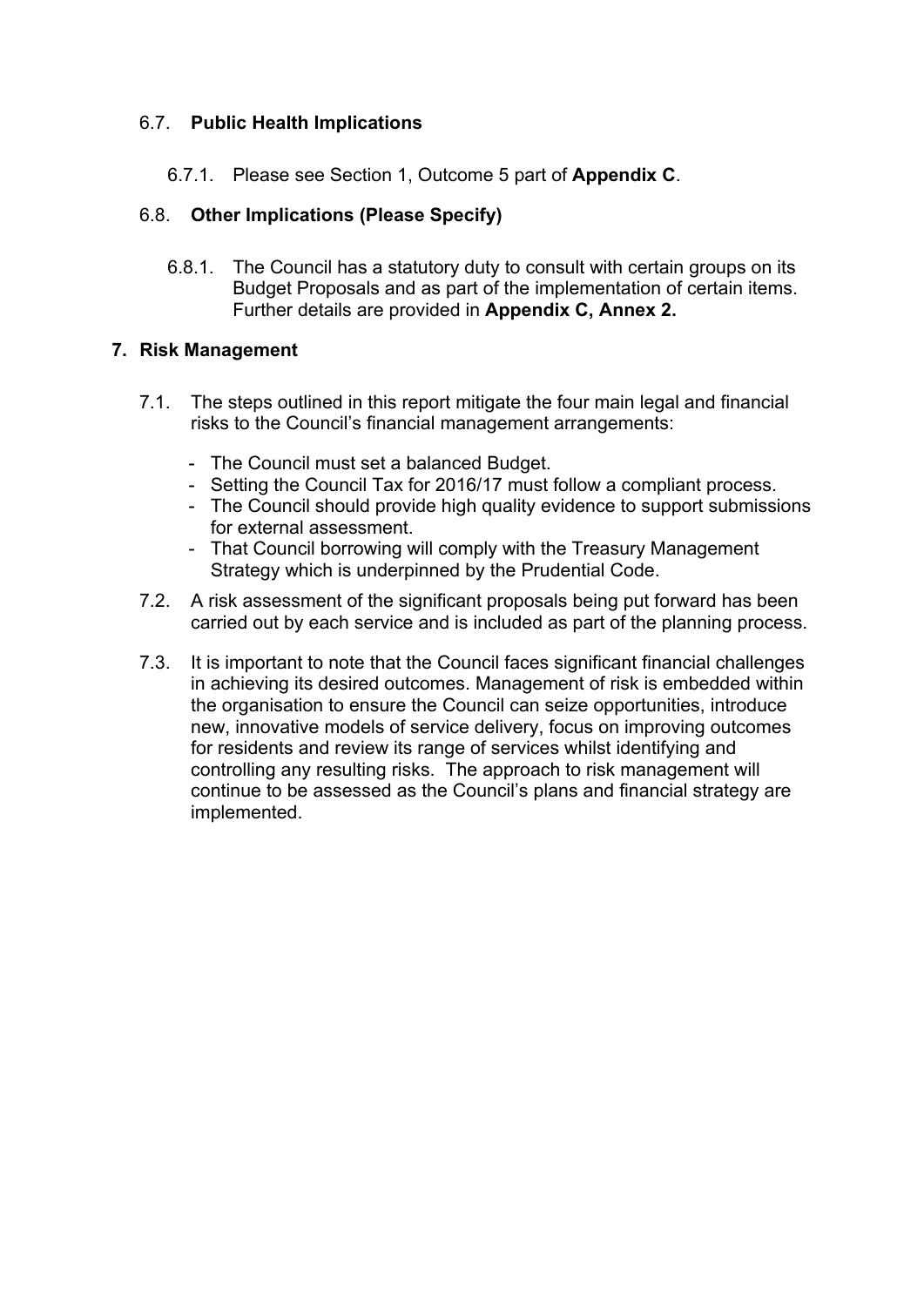### 6.7. **Public Health Implications**

6.7.1. Please see Section 1, Outcome 5 part of **Appendix C**.

### 6.8. **Other Implications (Please Specify)**

6.8.1. The Council has a statutory duty to consult with certain groups on its Budget Proposals and as part of the implementation of certain items. Further details are provided in **Appendix C, Annex 2.**

## 7. Risk Management

7.1. The steps outlined in this report mitigate the four main legal and financial risks to the Council's financial management arrangements:

- The Council must set a balanced Budget.
- Setting the Council Tax for 2016/17 must follow a compliant process.
- The Council should provide high quality evidence to support submissions for external assessment.
- That Council borrowing will comply with the Treasury Management Strategy which is underpinned by the Prudential Code.

7.2. A risk assessment of the significant proposals being put forward has been carried out by each service and is included as part of the planning process.

7.3. It is important to note that the Council faces significant financial challenges in achieving its desired outcomes. Management of risk is embedded within the organisation to ensure the Council can seize opportunities, introduce new, innovative models of service delivery, focus on improving outcomes for residents and review its range of services whilst identifying and controlling any resulting risks. The approach to risk management will continue to be assessed as the Council's plans and financial strategy are implemented.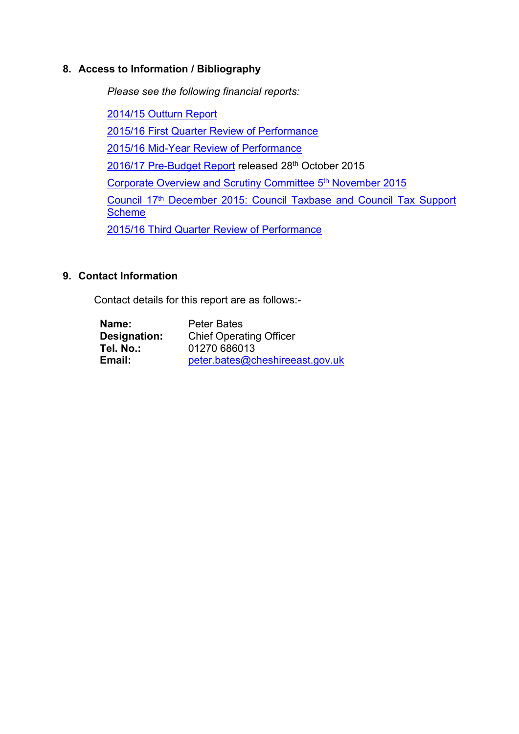## 8. Access to Information / Bibliography

*Please see the following financial reports:*

2014/15 Outturn Report

2015/16 First Quarter Review of Performance

2015/16 Mid-Year Review of Performance

2016/17 Pre-Budget Report released 28th October 2015

Corporate Overview and Scrutiny Committee 5th November 2015

Council 17th December 2015: Council Taxbase and Council Tax Support Scheme

2015/16 Third Quarter Review of Performance

## 9. Contact Information

Contact details for this report are as follows:-

**Name:** Peter Bates
**Designation:** Chief Operating Officer
**Tel. No.:** 01270 686013
**Email:** peter.bates@cheshireeast.gov.uk